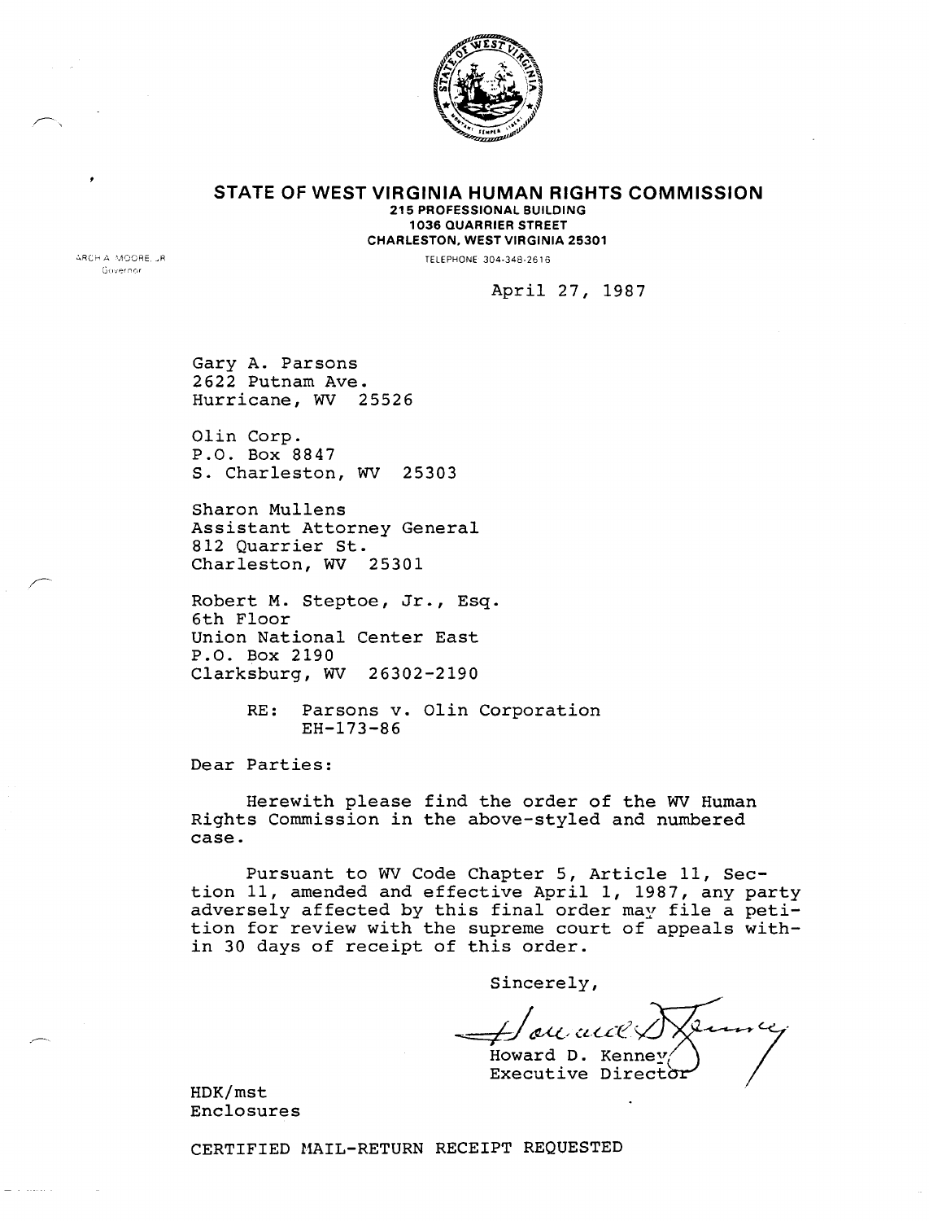# STATE OF WEST VIRGINIA HUMAN RIGHTS COMMISSION

**215 PROFESSIONAL BUILDING**
**1036 QUARRIER STREET**
**CHARLESTON, WEST VIRGINIA 25301**

TELEPHONE 304-348-2616

ARCH A. MOORE, JR.
Governor

April 27, 1987

Gary A. Parsons
2622 Putnam Ave.
Hurricane, WV 25526

Olin Corp.
P.O. Box 8847
S. Charleston, WV 25303

Sharon Mullens
Assistant Attorney General
812 Quarrier St.
Charleston, WV 25301

Robert M. Steptoe, Jr., Esq.
6th Floor
Union National Center East
P.O. Box 2190
Clarksburg, WV 26302-2190

RE: Parsons v. Olin Corporation
EH-173-86

Dear Parties:

Herewith please find the order of the WV Human Rights Commission in the above-styled and numbered case.

Pursuant to WV Code Chapter 5, Article 11, Section 11, amended and effective April 1, 1987, any party adversely affected by this final order may file a petition for review with the supreme court of appeals within 30 days of receipt of this order.

Sincerely,

Howard D. Kenney
Executive Director

HDK/mst
Enclosures

CERTIFIED MAIL-RETURN RECEIPT REQUESTED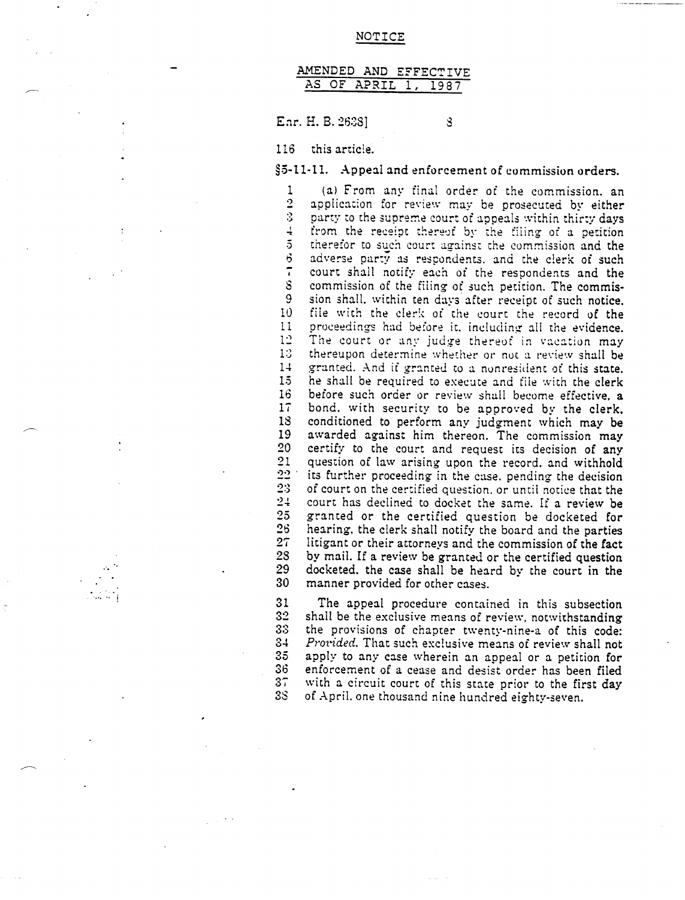NOTICE

AMENDED AND EFFECTIVE AS OF APRIL 1, 1987

Enr. H. B. 2638]

116 this article.

**§5-11-11. Appeal and enforcement of commission orders.**

(a) From any final order of the commission, an application for review may be prosecuted by either party to the supreme court of appeals within thirty days from the receipt thereof by the filing of a petition therefor to such court against the commission and the adverse party as respondents, and the clerk of such court shall notify each of the respondents and the commission of the filing of such petition. The commission shall, within ten days after receipt of such notice, file with the clerk of the court the record of the proceedings had before it, including all the evidence. The court or any judge thereof in vacation may thereupon determine whether or not a review shall be granted. And if granted to a nonresident of this state, he shall be required to execute and file with the clerk before such order or review shall become effective, a bond, with security to be approved by the clerk, conditioned to perform any judgment which may be awarded against him thereon. The commission may certify to the court and request its decision of any question of law arising upon the record, and withhold its further proceeding in the case, pending the decision of court on the certified question, or until notice that the court has declined to docket the same. If a review be granted or the certified question be docketed for hearing, the clerk shall notify the board and the parties litigant or their attorneys and the commission of the fact by mail. If a review be granted or the certified question docketed, the case shall be heard by the court in the manner provided for other cases.

The appeal procedure contained in this subsection shall be the exclusive means of review, notwithstanding the provisions of chapter twenty-nine-a of this code: *Provided*, That such exclusive means of review shall not apply to any case wherein an appeal or a petition for enforcement of a cease and desist order has been filed with a circuit court of this state prior to the first day of April, one thousand nine hundred eighty-seven.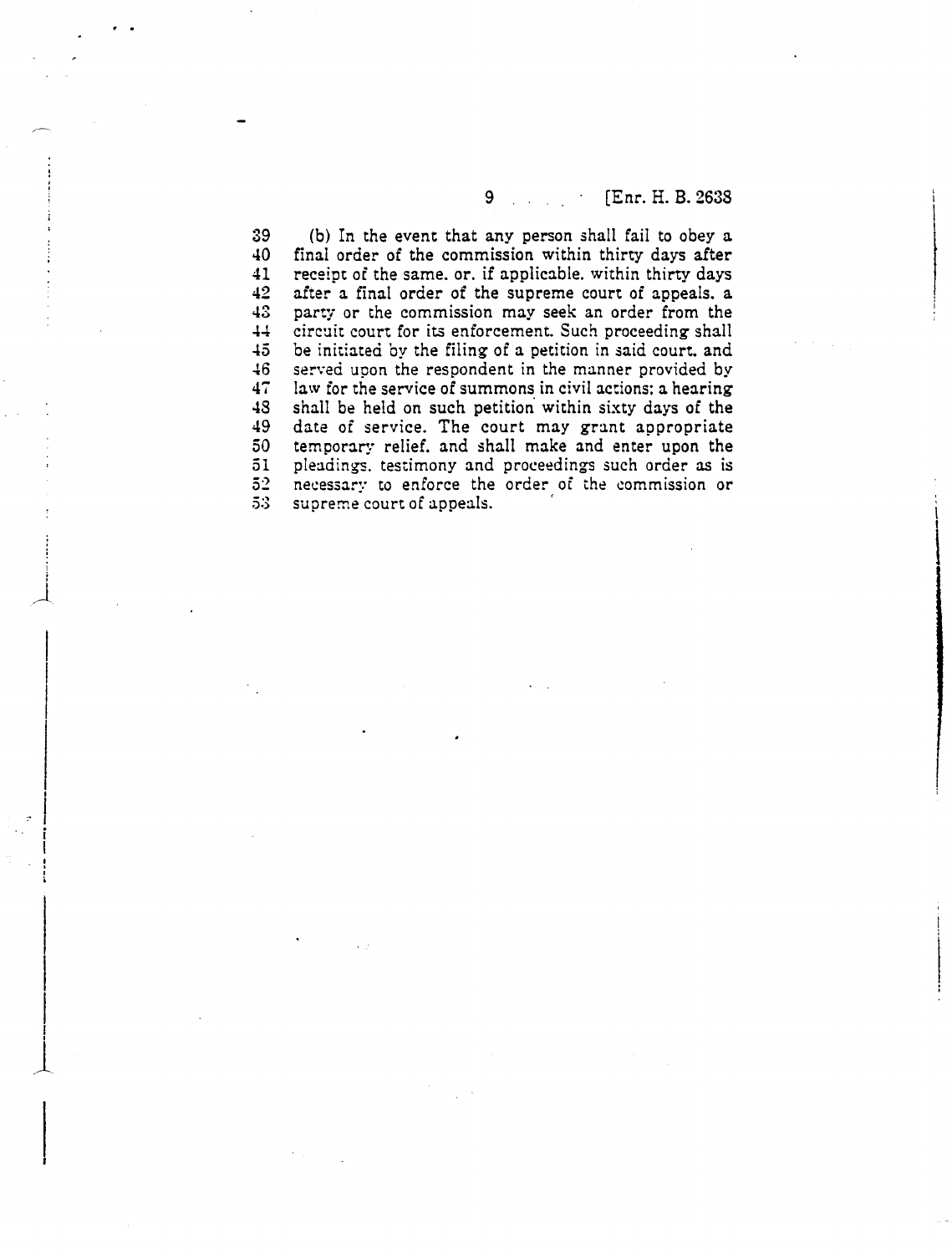(b) In the event that any person shall fail to obey a final order of the commission within thirty days after receipt of the same, or, if applicable, within thirty days after a final order of the supreme court of appeals, a party or the commission may seek an order from the circuit court for its enforcement. Such proceeding shall be initiated by the filing of a petition in said court, and served upon the respondent in the manner provided by law for the service of summons in civil actions; a hearing shall be held on such petition within sixty days of the date of service. The court may grant appropriate temporary relief, and shall make and enter upon the pleadings, testimony and proceedings such order as is necessary to enforce the order of the commission or supreme court of appeals.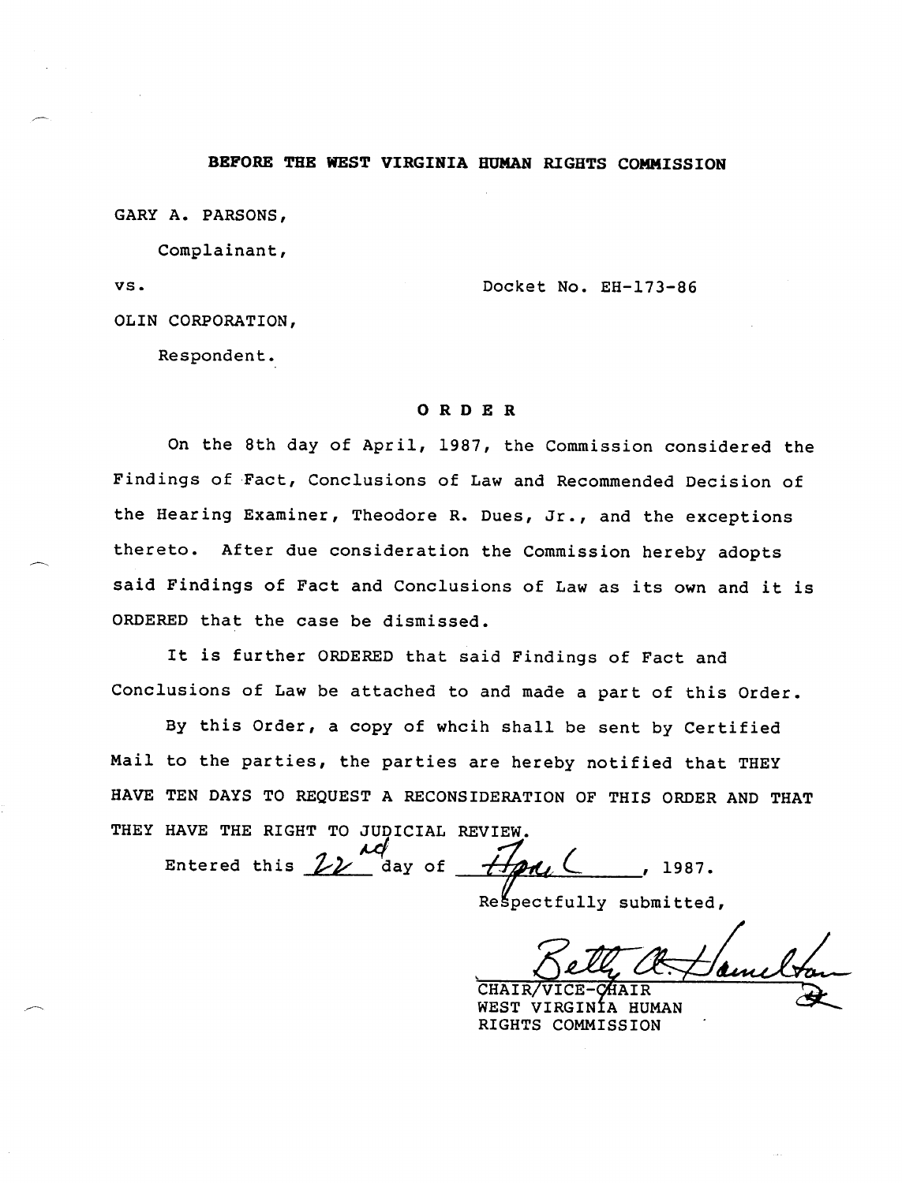**BEFORE THE WEST VIRGINIA HUMAN RIGHTS COMMISSION**

GARY A. PARSONS,

Complainant,

vs. Docket No. EH-173-86

OLIN CORPORATION,

Respondent.

**O R D E R**

On the 8th day of April, 1987, the Commission considered the Findings of Fact, Conclusions of Law and Recommended Decision of the Hearing Examiner, Theodore R. Dues, Jr., and the exceptions thereto. After due consideration the Commission hereby adopts said Findings of Fact and Conclusions of Law as its own and it is ORDERED that the case be dismissed.

It is further ORDERED that said Findings of Fact and Conclusions of Law be attached to and made a part of this Order.

By this Order, a copy of whcih shall be sent by Certified Mail to the parties, the parties are hereby notified that THEY HAVE TEN DAYS TO REQUEST A RECONSIDERATION OF THIS ORDER AND THAT THEY HAVE THE RIGHT TO JUDICIAL REVIEW.

Entered this 22nd day of April, 1987.

Respectfully submitted,

Betty A. Hamilton

CHAIR/VICE-CHAIR
WEST VIRGINIA HUMAN
RIGHTS COMMISSION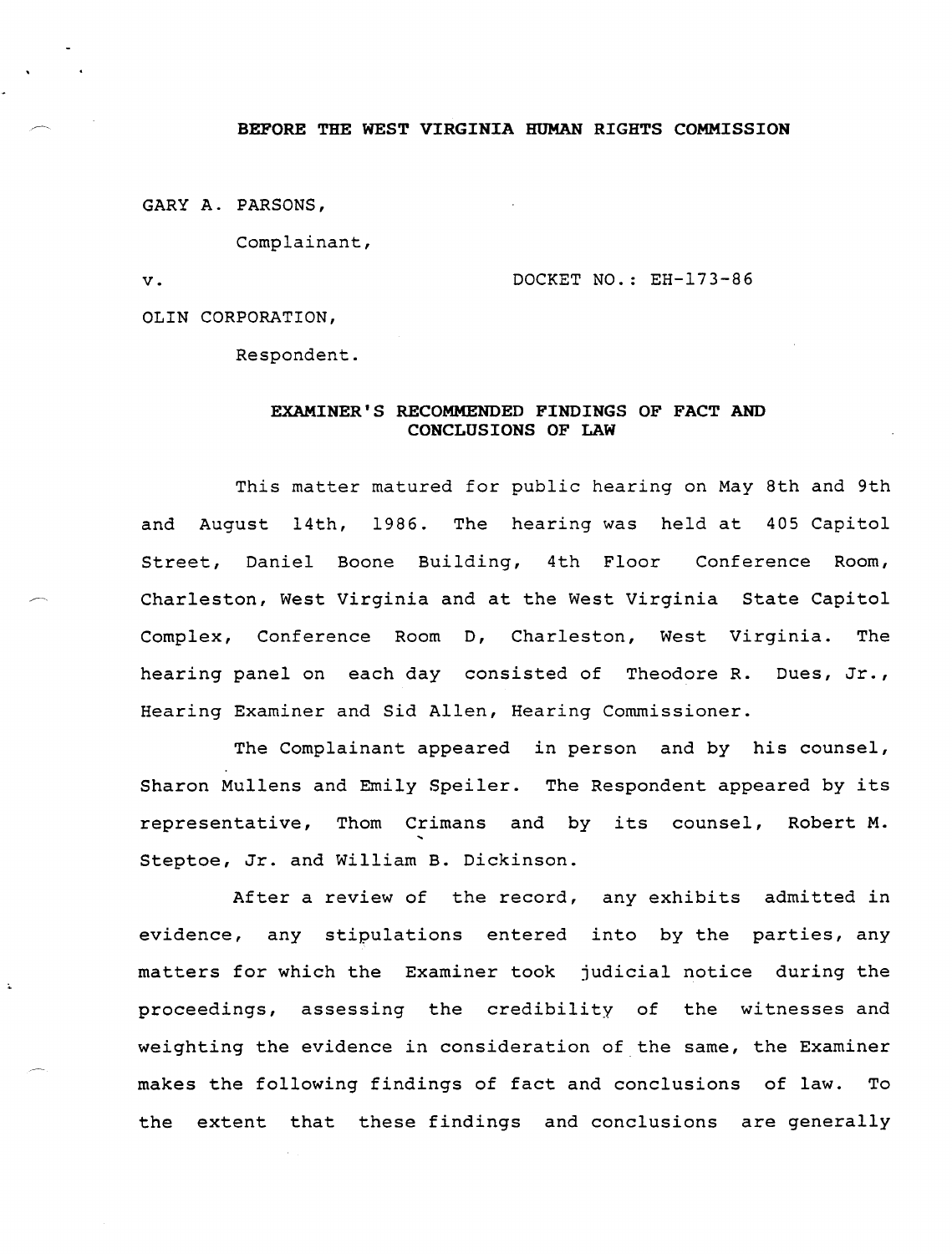**BEFORE THE WEST VIRGINIA HUMAN RIGHTS COMMISSION**

GARY A. PARSONS,

Complainant,

v. DOCKET NO.: EH-173-86

OLIN CORPORATION,

Respondent.

**EXAMINER'S RECOMMENDED FINDINGS OF FACT AND CONCLUSIONS OF LAW**

This matter matured for public hearing on May 8th and 9th and August 14th, 1986. The hearing was held at 405 Capitol Street, Daniel Boone Building, 4th Floor Conference Room, Charleston, West Virginia and at the West Virginia State Capitol Complex, Conference Room D, Charleston, West Virginia. The hearing panel on each day consisted of Theodore R. Dues, Jr., Hearing Examiner and Sid Allen, Hearing Commissioner.

The Complainant appeared in person and by his counsel, Sharon Mullens and Emily Speiler. The Respondent appeared by its representative, Thom Crimans and by its counsel, Robert M. Steptoe, Jr. and William B. Dickinson.

After a review of the record, any exhibits admitted in evidence, any stipulations entered into by the parties, any matters for which the Examiner took judicial notice during the proceedings, assessing the credibility of the witnesses and weighting the evidence in consideration of the same, the Examiner makes the following findings of fact and conclusions of law. To the extent that these findings and conclusions are generally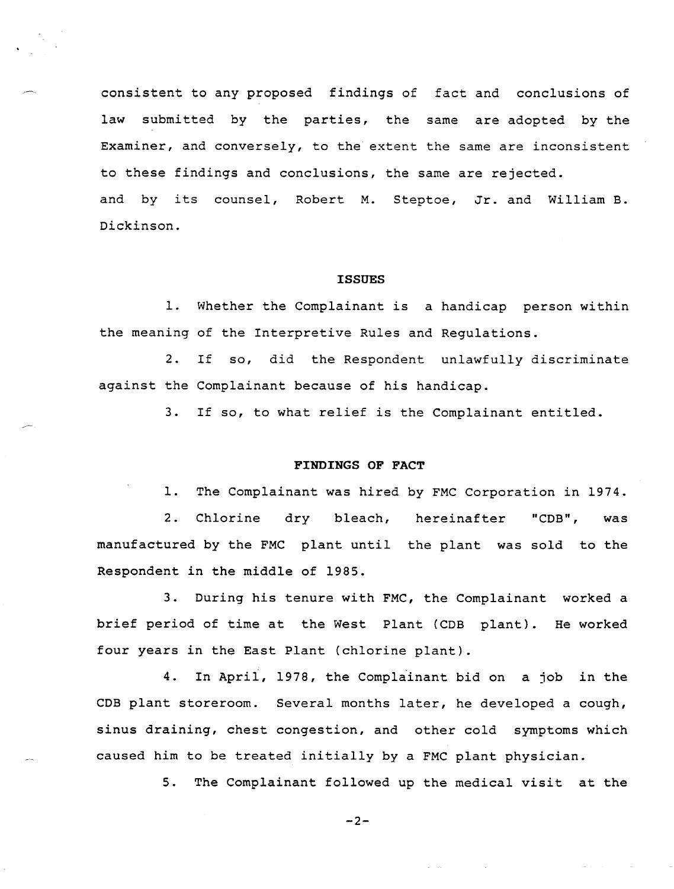consistent to any proposed findings of fact and conclusions of law submitted by the parties, the same are adopted by the Examiner, and conversely, to the extent the same are inconsistent to these findings and conclusions, the same are rejected.

and by its counsel, Robert M. Steptoe, Jr. and William B. Dickinson.

## ISSUES

1. Whether the Complainant is a handicap person within the meaning of the Interpretive Rules and Regulations.

2. If so, did the Respondent unlawfully discriminate against the Complainant because of his handicap.

3. If so, to what relief is the Complainant entitled.

## FINDINGS OF FACT

1. The Complainant was hired by FMC Corporation in 1974.

2. Chlorine dry bleach, hereinafter "CDB", was manufactured by the FMC plant until the plant was sold to the Respondent in the middle of 1985.

3. During his tenure with FMC, the Complainant worked a brief period of time at the West Plant (CDB plant). He worked four years in the East Plant (chlorine plant).

4. In April, 1978, the Complainant bid on a job in the CDB plant storeroom. Several months later, he developed a cough, sinus draining, chest congestion, and other cold symptoms which caused him to be treated initially by a FMC plant physician.

5. The Complainant followed up the medical visit at the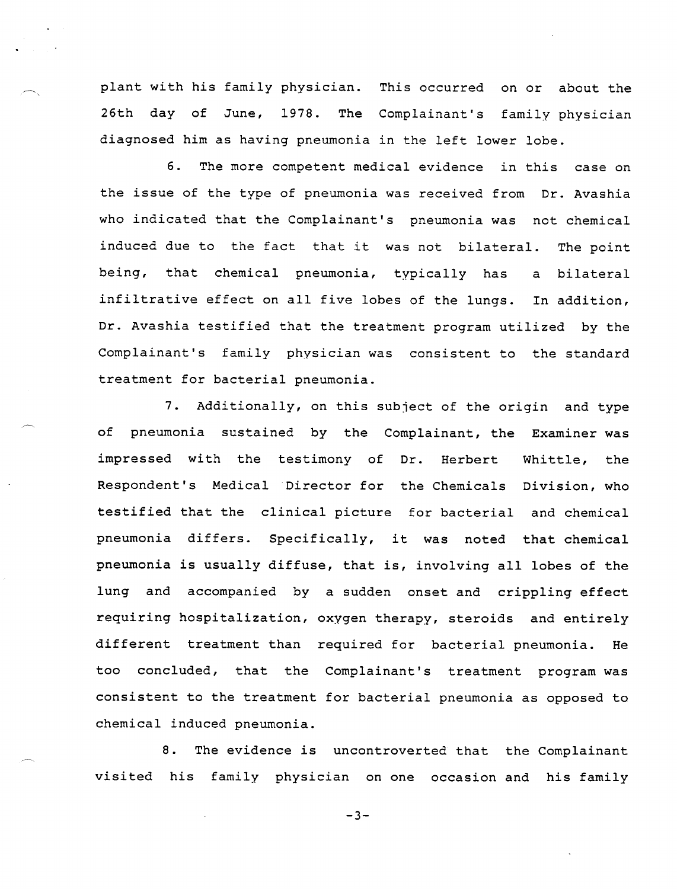plant with his family physician. This occurred on or about the 26th day of June, 1978. The Complainant's family physician diagnosed him as having pneumonia in the left lower lobe.

6. The more competent medical evidence in this case on the issue of the type of pneumonia was received from Dr. Avashia who indicated that the Complainant's pneumonia was not chemical induced due to the fact that it was not bilateral. The point being, that chemical pneumonia, typically has a bilateral infiltrative effect on all five lobes of the lungs. In addition, Dr. Avashia testified that the treatment program utilized by the Complainant's family physician was consistent to the standard treatment for bacterial pneumonia.

7. Additionally, on this subject of the origin and type of pneumonia sustained by the Complainant, the Examiner was impressed with the testimony of Dr. Herbert Whittle, the Respondent's Medical Director for the Chemicals Division, who testified that the clinical picture for bacterial and chemical pneumonia differs. Specifically, it was noted that chemical pneumonia is usually diffuse, that is, involving all lobes of the lung and accompanied by a sudden onset and crippling effect requiring hospitalization, oxygen therapy, steroids and entirely different treatment than required for bacterial pneumonia. He too concluded, that the Complainant's treatment program was consistent to the treatment for bacterial pneumonia as opposed to chemical induced pneumonia.

8. The evidence is uncontroverted that the Complainant visited his family physician on one occasion and his family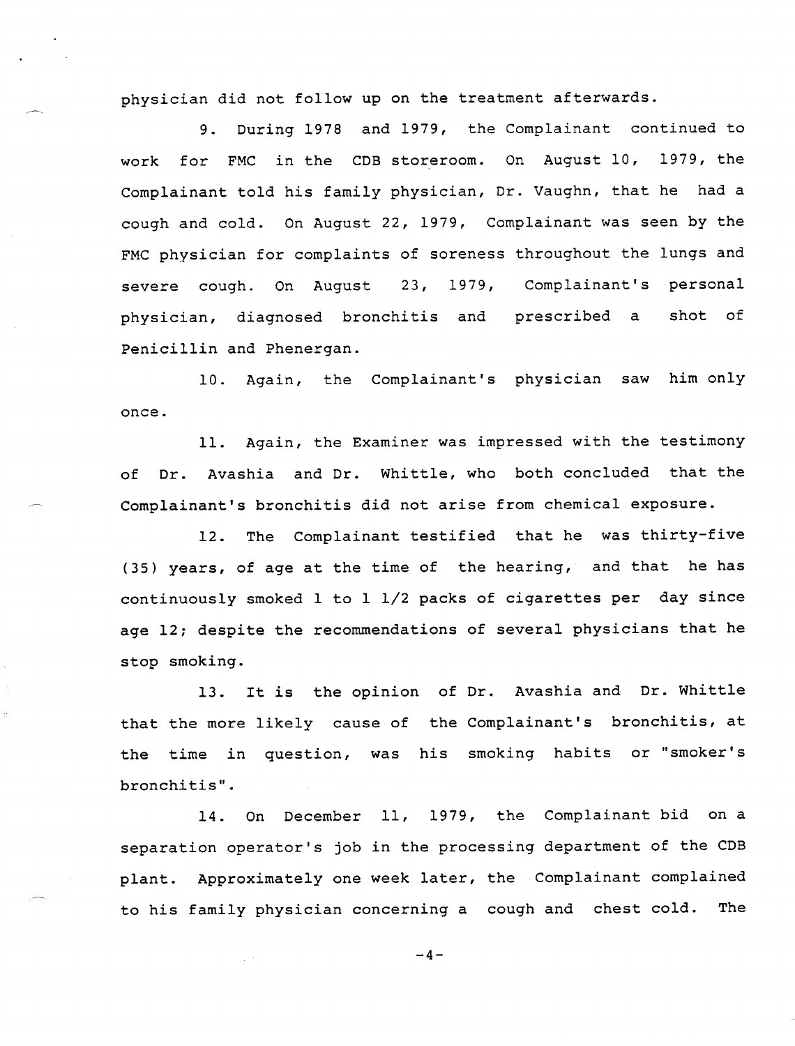physician did not follow up on the treatment afterwards.

9. During 1978 and 1979, the Complainant continued to work for FMC in the CDB storeroom. On August 10, 1979, the Complainant told his family physician, Dr. Vaughn, that he had a cough and cold. On August 22, 1979, Complainant was seen by the FMC physician for complaints of soreness throughout the lungs and severe cough. On August 23, 1979, Complainant's personal physician, diagnosed bronchitis and prescribed a shot of Penicillin and Phenergan.

10. Again, the Complainant's physician saw him only once.

11. Again, the Examiner was impressed with the testimony of Dr. Avashia and Dr. Whittle, who both concluded that the Complainant's bronchitis did not arise from chemical exposure.

12. The Complainant testified that he was thirty-five (35) years, of age at the time of the hearing, and that he has continuously smoked 1 to 1 1/2 packs of cigarettes per day since age 12; despite the recommendations of several physicians that he stop smoking.

13. It is the opinion of Dr. Avashia and Dr. Whittle that the more likely cause of the Complainant's bronchitis, at the time in question, was his smoking habits or "smoker's bronchitis".

14. On December 11, 1979, the Complainant bid on a separation operator's job in the processing department of the CDB plant. Approximately one week later, the Complainant complained to his family physician concerning a cough and chest cold. The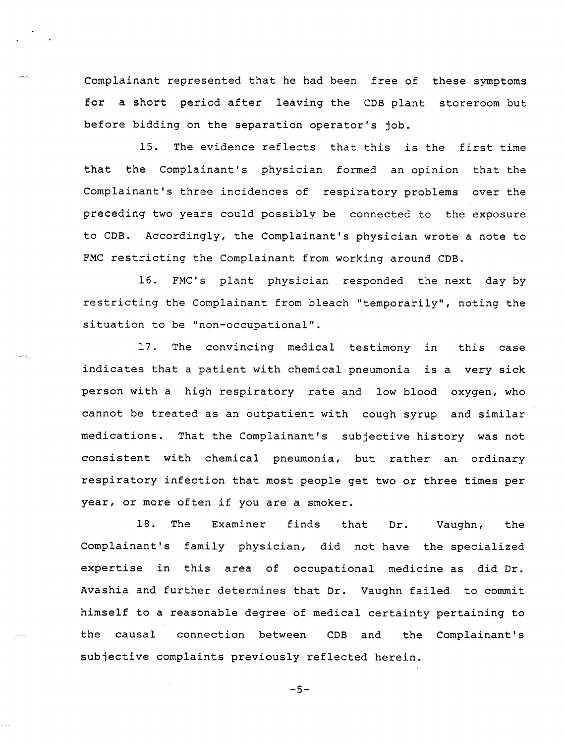Complainant represented that he had been free of these symptoms for a short period after leaving the CDB plant storeroom but before bidding on the separation operator's job.

15. The evidence reflects that this is the first time that the Complainant's physician formed an opinion that the Complainant's three incidences of respiratory problems over the preceding two years could possibly be connected to the exposure to CDB. Accordingly, the Complainant's physician wrote a note to FMC restricting the Complainant from working around CDB.

16. FMC's plant physician responded the next day by restricting the Complainant from bleach "temporarily", noting the situation to be "non-occupational".

17. The convincing medical testimony in this case indicates that a patient with chemical pneumonia is a very sick person with a high respiratory rate and low blood oxygen, who cannot be treated as an outpatient with cough syrup and similar medications. That the Complainant's subjective history was not consistent with chemical pneumonia, but rather an ordinary respiratory infection that most people get two or three times per year, or more often if you are a smoker.

18. The Examiner finds that Dr. Vaughn, the Complainant's family physician, did not have the specialized expertise in this area of occupational medicine as did Dr. Avashia and further determines that Dr. Vaughn failed to commit himself to a reasonable degree of medical certainty pertaining to the causal connection between CDB and the Complainant's subjective complaints previously reflected herein.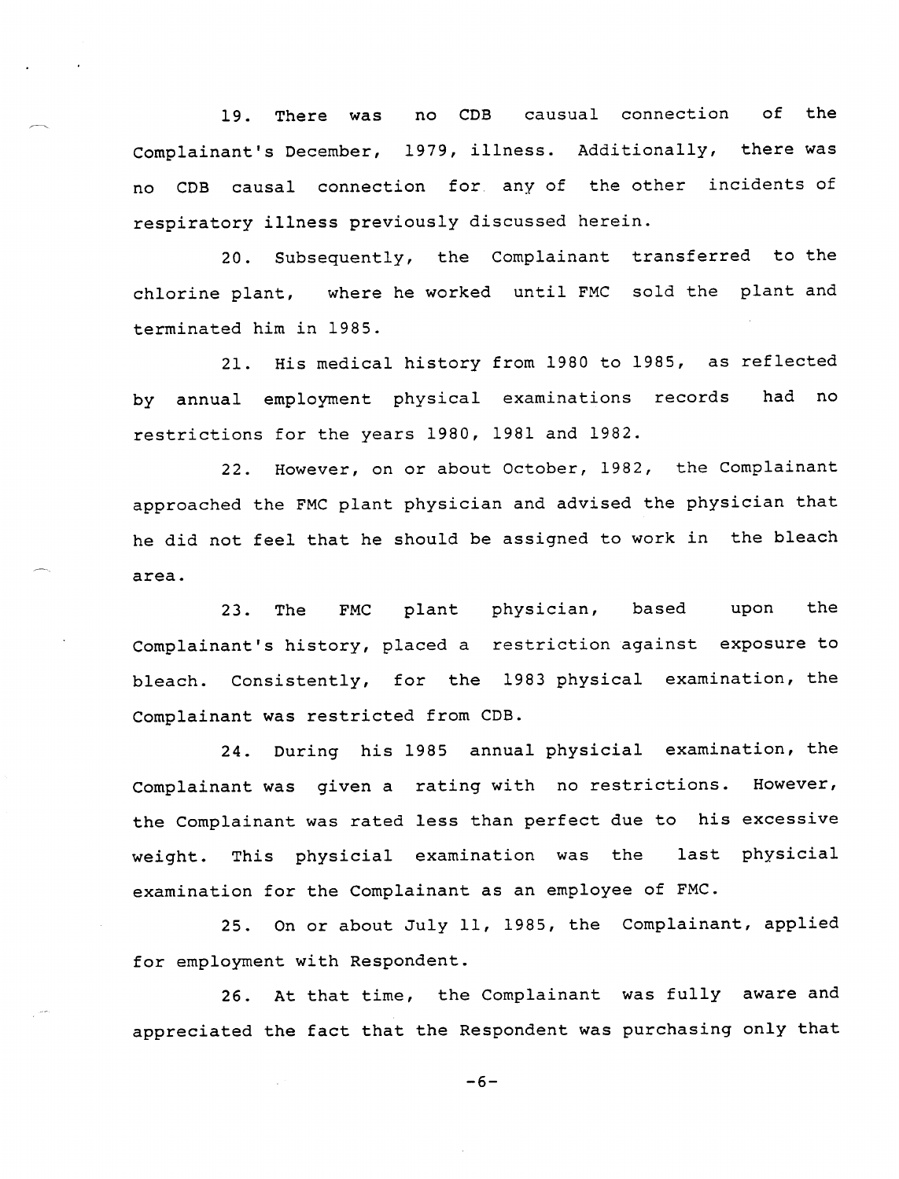19. There was no CDB causual connection of the Complainant's December, 1979, illness. Additionally, there was no CDB causal connection for any of the other incidents of respiratory illness previously discussed herein.

20. Subsequently, the Complainant transferred to the chlorine plant, where he worked until FMC sold the plant and terminated him in 1985.

21. His medical history from 1980 to 1985, as reflected by annual employment physical examinations records had no restrictions for the years 1980, 1981 and 1982.

22. However, on or about October, 1982, the Complainant approached the FMC plant physician and advised the physician that he did not feel that he should be assigned to work in the bleach area.

23. The FMC plant physician, based upon the Complainant's history, placed a restriction against exposure to bleach. Consistently, for the 1983 physical examination, the Complainant was restricted from CDB.

24. During his 1985 annual physicial examination, the Complainant was given a rating with no restrictions. However, the Complainant was rated less than perfect due to his excessive weight. This physicial examination was the last physicial examination for the Complainant as an employee of FMC.

25. On or about July 11, 1985, the Complainant, applied for employment with Respondent.

26. At that time, the Complainant was fully aware and appreciated the fact that the Respondent was purchasing only that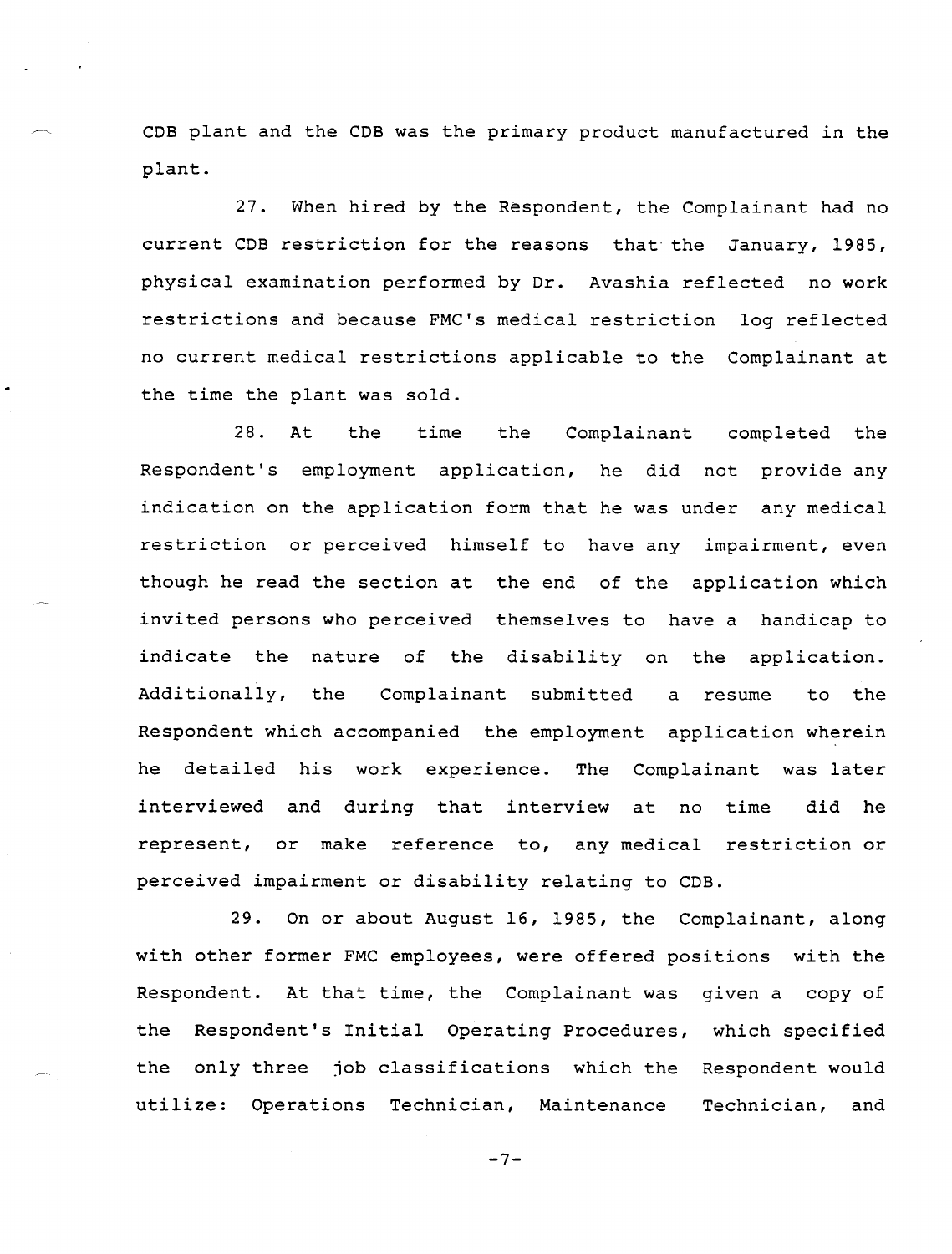CDB plant and the CDB was the primary product manufactured in the plant.

27. When hired by the Respondent, the Complainant had no current CDB restriction for the reasons that the January, 1985, physical examination performed by Dr. Avashia reflected no work restrictions and because FMC's medical restriction log reflected no current medical restrictions applicable to the Complainant at the time the plant was sold.

28. At the time the Complainant completed the Respondent's employment application, he did not provide any indication on the application form that he was under any medical restriction or perceived himself to have any impairment, even though he read the section at the end of the application which invited persons who perceived themselves to have a handicap to indicate the nature of the disability on the application. Additionally, the Complainant submitted a resume to the Respondent which accompanied the employment application wherein he detailed his work experience. The Complainant was later interviewed and during that interview at no time did he represent, or make reference to, any medical restriction or perceived impairment or disability relating to CDB.

29. On or about August 16, 1985, the Complainant, along with other former FMC employees, were offered positions with the Respondent. At that time, the Complainant was given a copy of the Respondent's Initial Operating Procedures, which specified the only three job classifications which the Respondent would utilize: Operations Technician, Maintenance Technician, and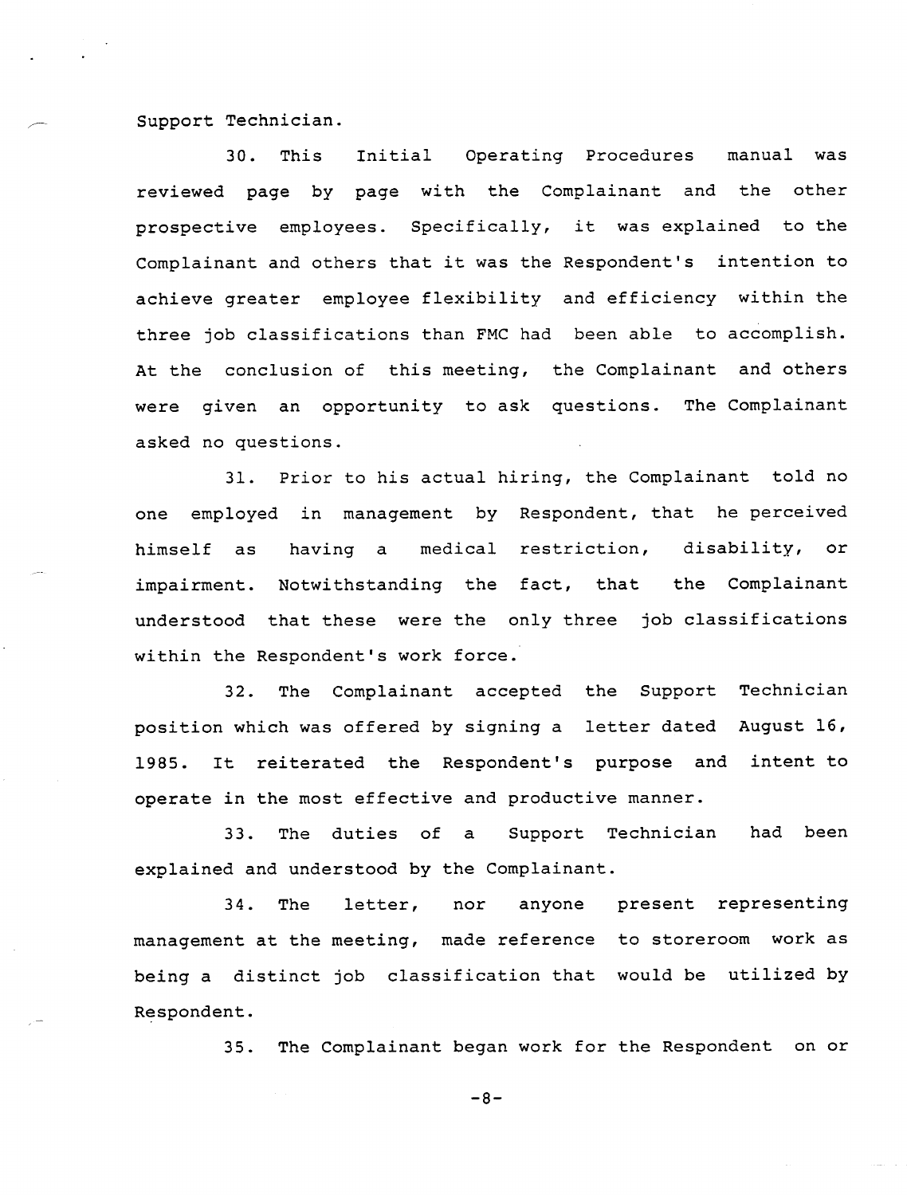Support Technician.

30. This Initial Operating Procedures manual was reviewed page by page with the Complainant and the other prospective employees. Specifically, it was explained to the Complainant and others that it was the Respondent's intention to achieve greater employee flexibility and efficiency within the three job classifications than FMC had been able to accomplish. At the conclusion of this meeting, the Complainant and others were given an opportunity to ask questions. The Complainant asked no questions.

31. Prior to his actual hiring, the Complainant told no one employed in management by Respondent, that he perceived himself as having a medical restriction, disability, or impairment. Notwithstanding the fact, that the Complainant understood that these were the only three job classifications within the Respondent's work force.

32. The Complainant accepted the Support Technician position which was offered by signing a letter dated August 16, 1985. It reiterated the Respondent's purpose and intent to operate in the most effective and productive manner.

33. The duties of a Support Technician had been explained and understood by the Complainant.

34. The letter, nor anyone present representing management at the meeting, made reference to storeroom work as being a distinct job classification that would be utilized by Respondent.

35. The Complainant began work for the Respondent on or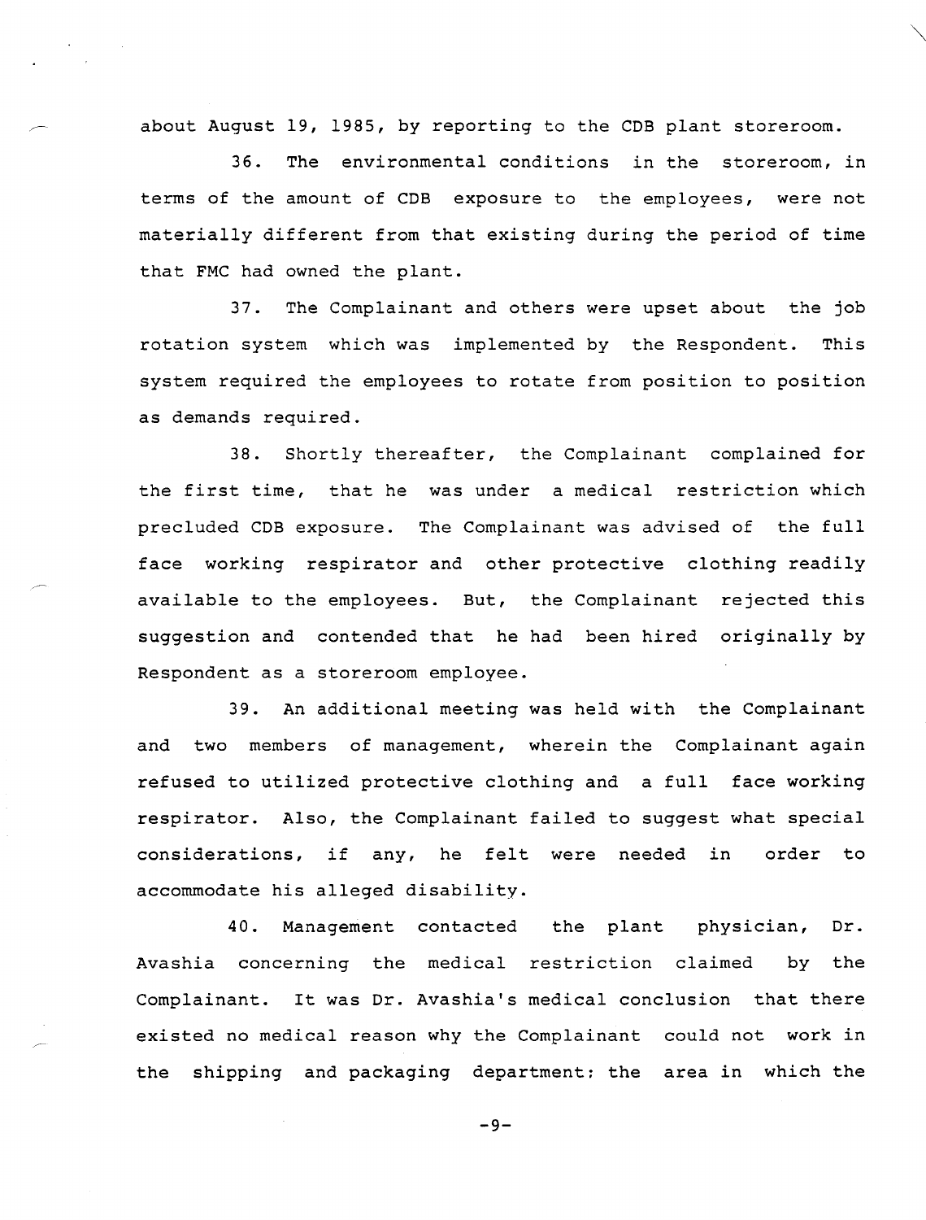about August 19, 1985, by reporting to the CDB plant storeroom.

36. The environmental conditions in the storeroom, in terms of the amount of CDB exposure to the employees, were not materially different from that existing during the period of time that FMC had owned the plant.

37. The Complainant and others were upset about the job rotation system which was implemented by the Respondent. This system required the employees to rotate from position to position as demands required.

38. Shortly thereafter, the Complainant complained for the first time, that he was under a medical restriction which precluded CDB exposure. The Complainant was advised of the full face working respirator and other protective clothing readily available to the employees. But, the Complainant rejected this suggestion and contended that he had been hired originally by Respondent as a storeroom employee.

39. An additional meeting was held with the Complainant and two members of management, wherein the Complainant again refused to utilized protective clothing and a full face working respirator. Also, the Complainant failed to suggest what special considerations, if any, he felt were needed in order to accommodate his alleged disability.

40. Management contacted the plant physician, Dr. Avashia concerning the medical restriction claimed by the Complainant. It was Dr. Avashia's medical conclusion that there existed no medical reason why the Complainant could not work in the shipping and packaging department; the area in which the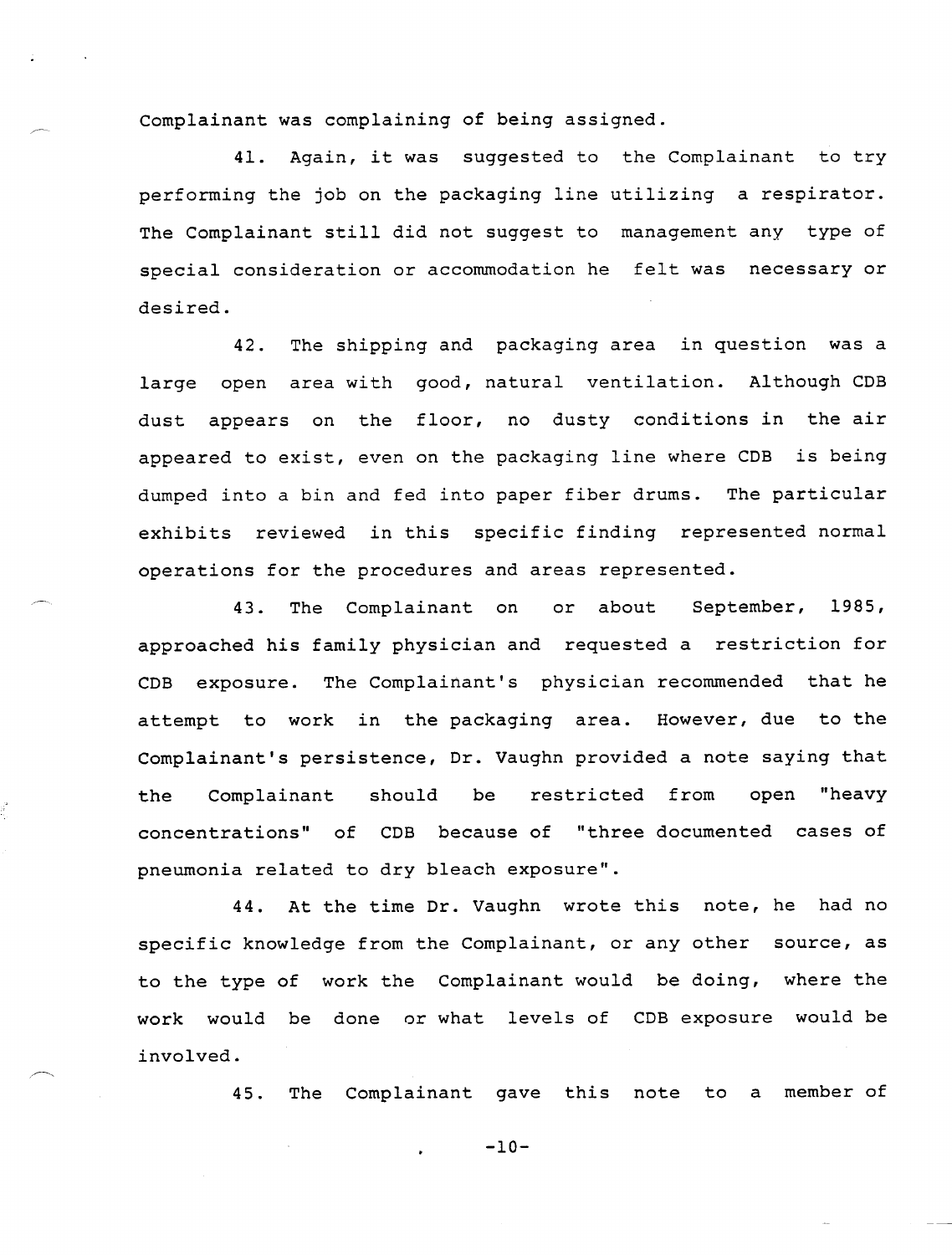Complainant was complaining of being assigned.

41. Again, it was suggested to the Complainant to try performing the job on the packaging line utilizing a respirator. The Complainant still did not suggest to management any type of special consideration or accommodation he felt was necessary or desired.

42. The shipping and packaging area in question was a large open area with good, natural ventilation. Although CDB dust appears on the floor, no dusty conditions in the air appeared to exist, even on the packaging line where CDB is being dumped into a bin and fed into paper fiber drums. The particular exhibits reviewed in this specific finding represented normal operations for the procedures and areas represented.

43. The Complainant on or about September, 1985, approached his family physician and requested a restriction for CDB exposure. The Complainant's physician recommended that he attempt to work in the packaging area. However, due to the Complainant's persistence, Dr. Vaughn provided a note saying that the Complainant should be restricted from open "heavy concentrations" of CDB because of "three documented cases of pneumonia related to dry bleach exposure".

44. At the time Dr. Vaughn wrote this note, he had no specific knowledge from the Complainant, or any other source, as to the type of work the Complainant would be doing, where the work would be done or what levels of CDB exposure would be involved.

45. The Complainant gave this note to a member of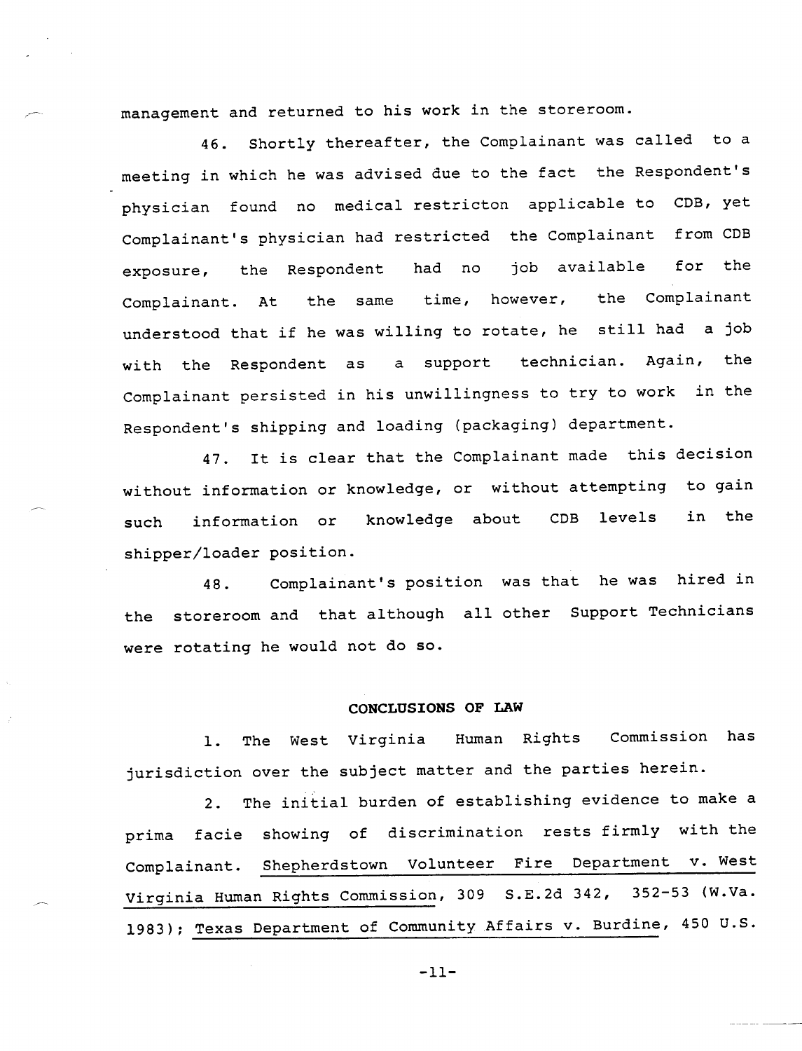management and returned to his work in the storeroom.

46. Shortly thereafter, the Complainant was called to a meeting in which he was advised due to the fact the Respondent's physician found no medical restricton applicable to CDB, yet Complainant's physician had restricted the Complainant from CDB exposure, the Respondent had no job available for the Complainant. At the same time, however, the Complainant understood that if he was willing to rotate, he still had a job with the Respondent as a support technician. Again, the Complainant persisted in his unwillingness to try to work in the Respondent's shipping and loading (packaging) department.

47. It is clear that the Complainant made this decision without information or knowledge, or without attempting to gain such information or knowledge about CDB levels in the shipper/loader position.

48. Complainant's position was that he was hired in the storeroom and that although all other Support Technicians were rotating he would not do so.

## CONCLUSIONS OF LAW

1. The West Virginia Human Rights Commission has jurisdiction over the subject matter and the parties herein.

2. The initial burden of establishing evidence to make a prima facie showing of discrimination rests firmly with the Complainant. Shepherdstown Volunteer Fire Department v. West Virginia Human Rights Commission, 309 S.E.2d 342, 352-53 (W.Va. 1983); Texas Department of Community Affairs v. Burdine, 450 U.S.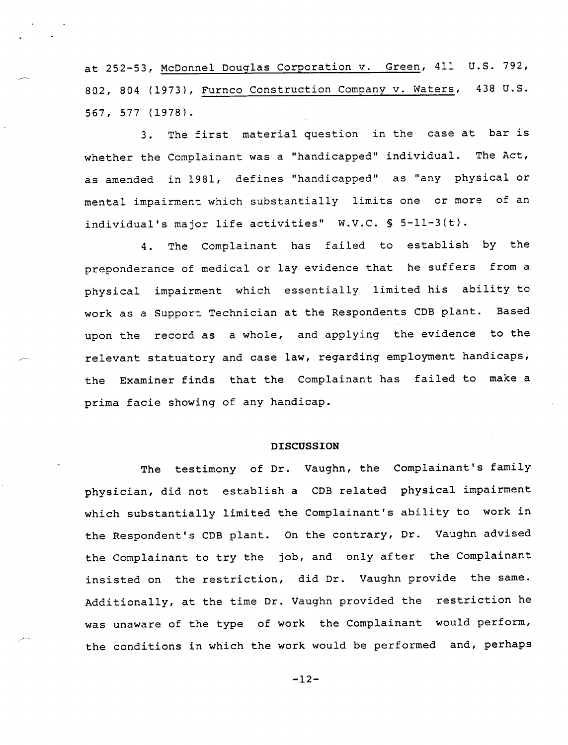at 252-53, McDonnel Douglas Corporation v. Green, 411 U.S. 792, 802, 804 (1973), Furnco Construction Company v. Waters, 438 U.S. 567, 577 (1978).

3. The first material question in the case at bar is whether the Complainant was a "handicapped" individual. The Act, as amended in 1981, defines "handicapped" as "any physical or mental impairment which substantially limits one or more of an individual's major life activities" W.V.C. § 5-11-3(t).

4. The Complainant has failed to establish by the preponderance of medical or lay evidence that he suffers from a physical impairment which essentially limited his ability to work as a Support Technician at the Respondents CDB plant. Based upon the record as a whole, and applying the evidence to the relevant statutory and case law, regarding employment handicaps, the Examiner finds that the Complainant has failed to make a prima facie showing of any handicap.

**DISCUSSION**

The testimony of Dr. Vaughn, the Complainant's family physician, did not establish a CDB related physical impairment which substantially limited the Complainant's ability to work in the Respondent's CDB plant. On the contrary, Dr. Vaughn advised the Complainant to try the job, and only after the Complainant insisted on the restriction, did Dr. Vaughn provide the same. Additionally, at the time Dr. Vaughn provided the restriction he was unaware of the type of work the Complainant would perform, the conditions in which the work would be performed and, perhaps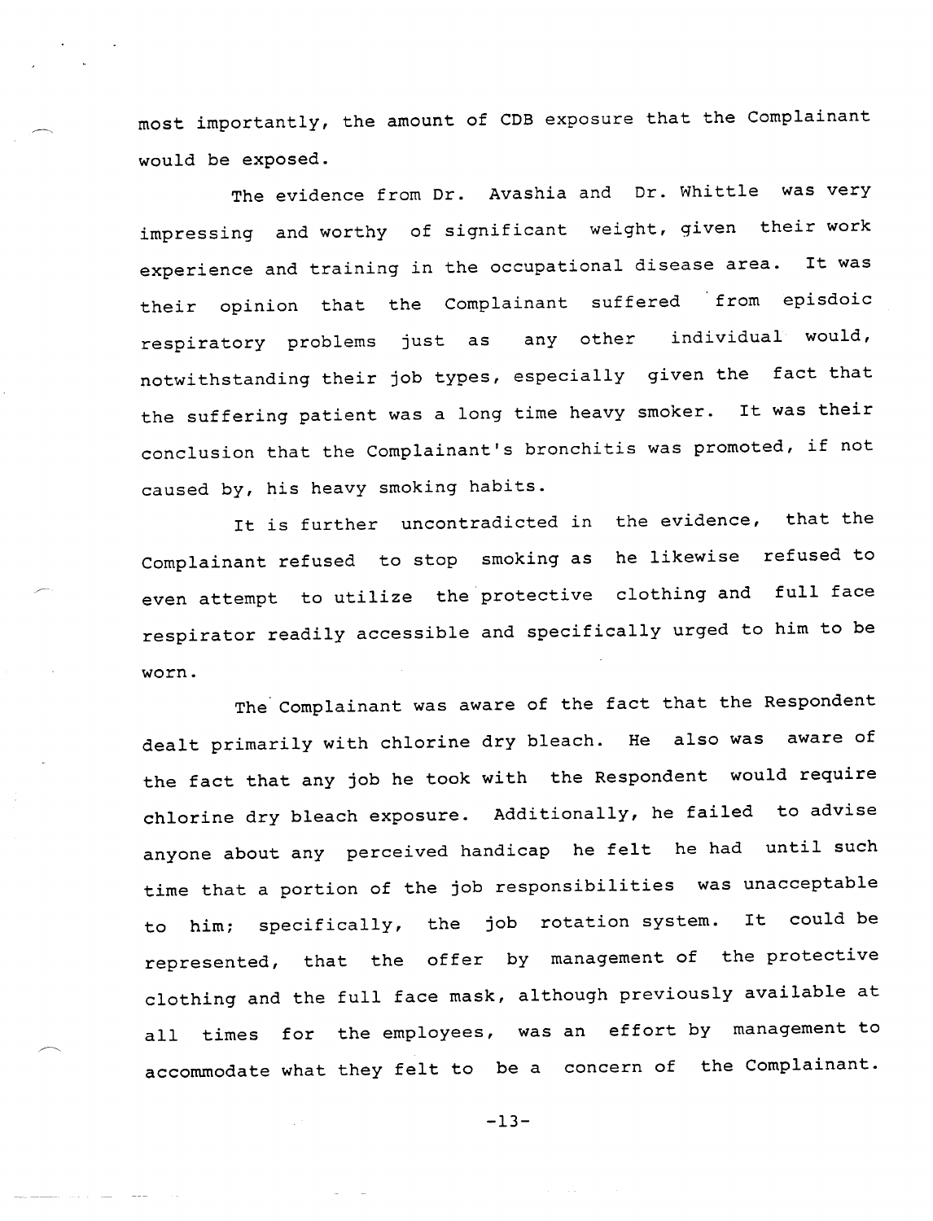most importantly, the amount of CDB exposure that the Complainant would be exposed.

The evidence from Dr. Avashia and Dr. Whittle was very impressing and worthy of significant weight, given their work experience and training in the occupational disease area. It was their opinion that the Complainant suffered from episdoic respiratory problems just as any other individual would, notwithstanding their job types, especially given the fact that the suffering patient was a long time heavy smoker. It was their conclusion that the Complainant's bronchitis was promoted, if not caused by, his heavy smoking habits.

It is further uncontradicted in the evidence, that the Complainant refused to stop smoking as he likewise refused to even attempt to utilize the protective clothing and full face respirator readily accessible and specifically urged to him to be worn.

The Complainant was aware of the fact that the Respondent dealt primarily with chlorine dry bleach. He also was aware of the fact that any job he took with the Respondent would require chlorine dry bleach exposure. Additionally, he failed to advise anyone about any perceived handicap he felt he had until such time that a portion of the job responsibilities was unacceptable to him; specifically, the job rotation system. It could be represented, that the offer by management of the protective clothing and the full face mask, although previously available at all times for the employees, was an effort by management to accommodate what they felt to be a concern of the Complainant.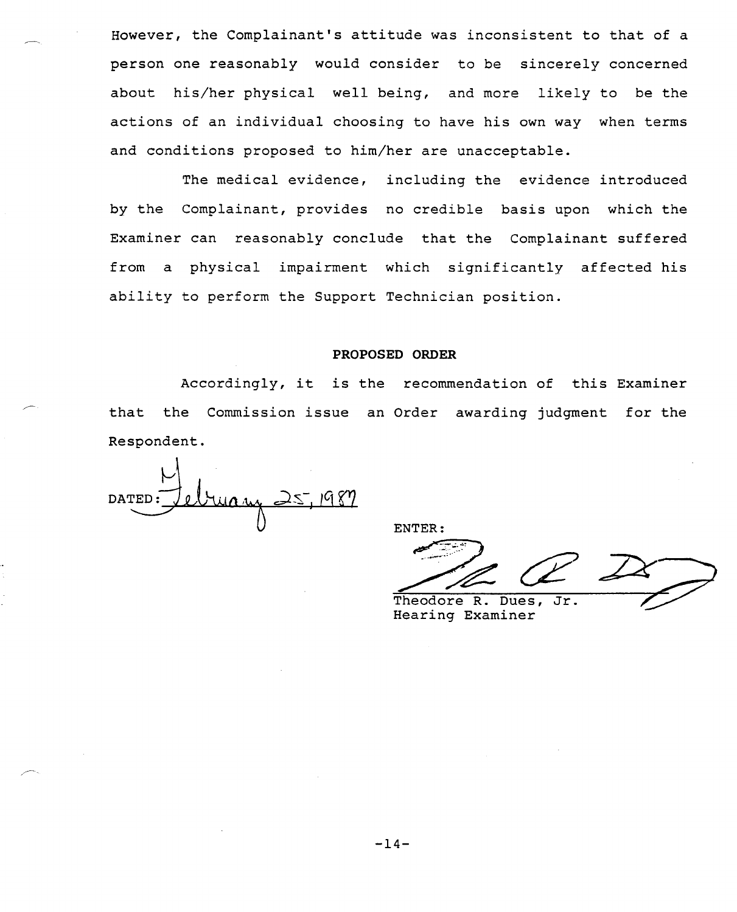However, the Complainant's attitude was inconsistent to that of a person one reasonably would consider to be sincerely concerned about his/her physical well being, and more likely to be the actions of an individual choosing to have his own way when terms and conditions proposed to him/her are unacceptable.

The medical evidence, including the evidence introduced by the Complainant, provides no credible basis upon which the Examiner can reasonably conclude that the Complainant suffered from a physical impairment which significantly affected his ability to perform the Support Technician position.

**PROPOSED ORDER**

Accordingly, it is the recommendation of this Examiner that the Commission issue an Order awarding judgment for the Respondent.

DATED: February 25, 1987

ENTER:

Theodore R. Dues, Jr.
Hearing Examiner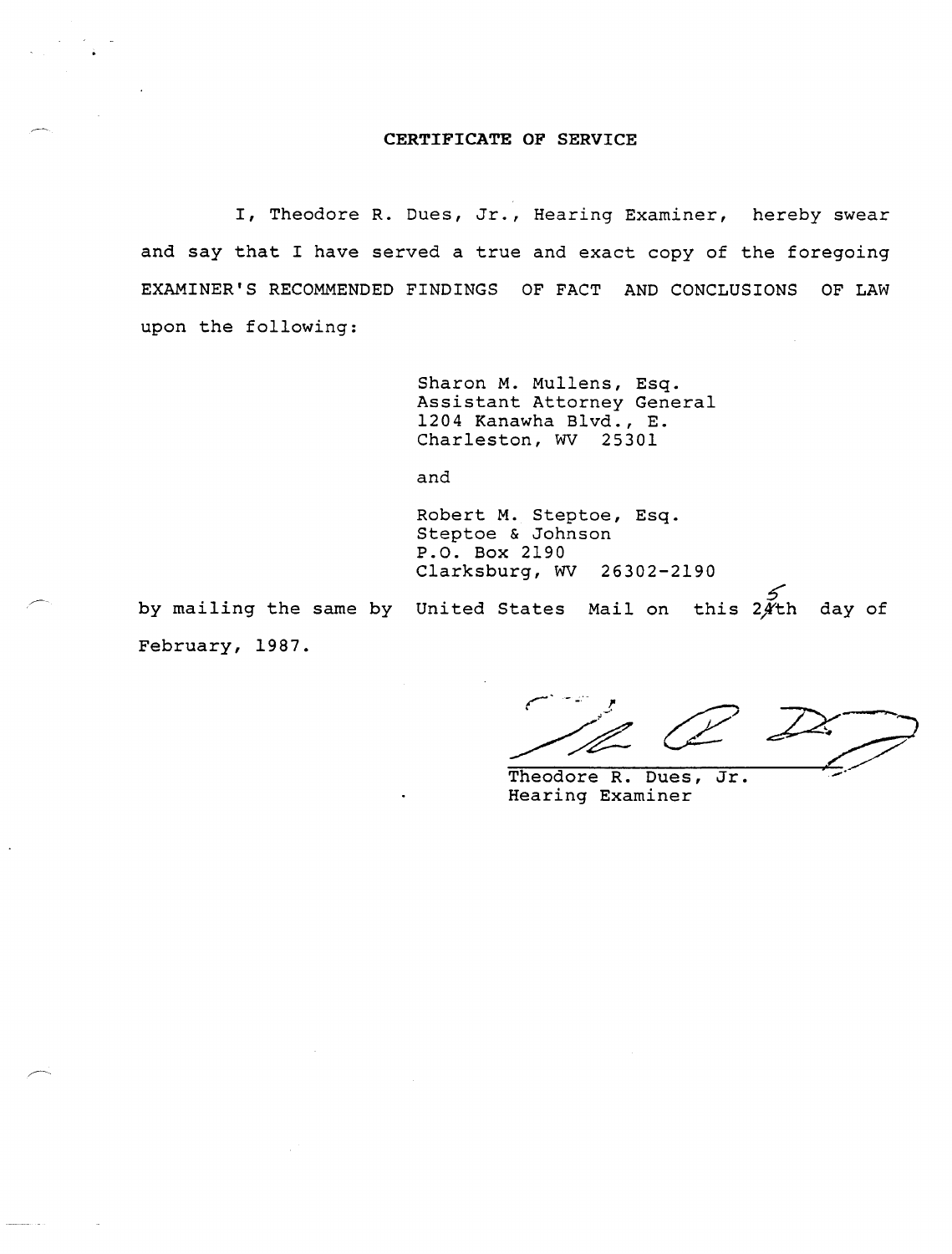## CERTIFICATE OF SERVICE

I, Theodore R. Dues, Jr., Hearing Examiner, hereby swear and say that I have served a true and exact copy of the foregoing EXAMINER'S RECOMMENDED FINDINGS OF FACT AND CONCLUSIONS OF LAW upon the following:

Sharon M. Mullens, Esq.
Assistant Attorney General
1204 Kanawha Blvd., E.
Charleston, WV 25301

and

Robert M. Steptoe, Esq.
Steptoe & Johnson
P.O. Box 2190
Clarksburg, WV 26302-2190

by mailing the same by United States Mail on this 25th day of February, 1987.

Theodore R. Dues, Jr.
Hearing Examiner